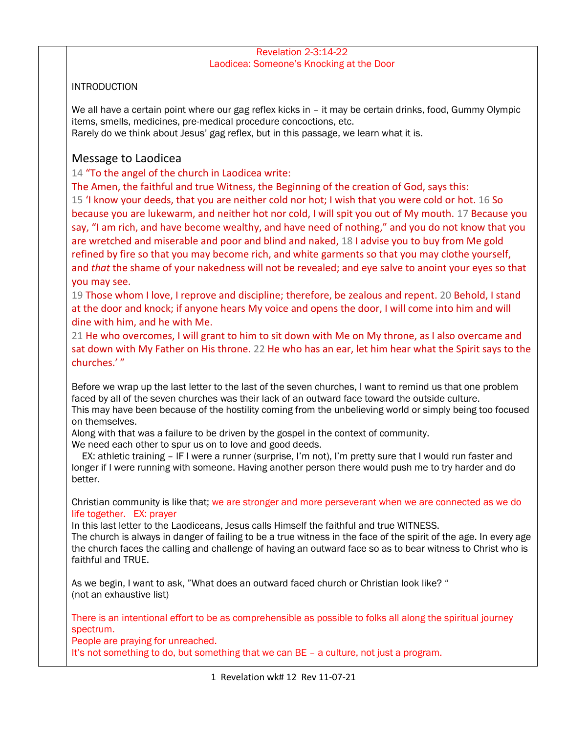Revelation 2-3:14-22
Laodicea: Someone's Knocking at the Door

INTRODUCTION

We all have a certain point where our gag reflex kicks in – it may be certain drinks, food, Gummy Olympic items, smells, medicines, pre-medical procedure concoctions, etc.
Rarely do we think about Jesus' gag reflex, but in this passage, we learn what it is.

## Message to Laodicea

14 "To the angel of the church in Laodicea write:
The Amen, the faithful and true Witness, the Beginning of the creation of God, says this:
15 'I know your deeds, that you are neither cold nor hot; I wish that you were cold or hot. 16 So because you are lukewarm, and neither hot nor cold, I will spit you out of My mouth. 17 Because you say, "I am rich, and have become wealthy, and have need of nothing," and you do not know that you are wretched and miserable and poor and blind and naked, 18 I advise you to buy from Me gold refined by fire so that you may become rich, and white garments so that you may clothe yourself, and *that* the shame of your nakedness will not be revealed; and eye salve to anoint your eyes so that you may see.
19 Those whom I love, I reprove and discipline; therefore, be zealous and repent. 20 Behold, I stand at the door and knock; if anyone hears My voice and opens the door, I will come into him and will dine with him, and he with Me.
21 He who overcomes, I will grant to him to sit down with Me on My throne, as I also overcame and sat down with My Father on His throne. 22 He who has an ear, let him hear what the Spirit says to the churches.' "

Before we wrap up the last letter to the last of the seven churches, I want to remind us that one problem faced by all of the seven churches was their lack of an outward face toward the outside culture.
This may have been because of the hostility coming from the unbelieving world or simply being too focused on themselves.
Along with that was a failure to be driven by the gospel in the context of community.
We need each other to spur us on to love and good deeds.
EX: athletic training – IF I were a runner (surprise, I'm not), I'm pretty sure that I would run faster and longer if I were running with someone. Having another person there would push me to try harder and do better.

Christian community is like that; we are stronger and more perseverant when we are connected as we do life together. EX: prayer
In this last letter to the Laodiceans, Jesus calls Himself the faithful and true WITNESS.
The church is always in danger of failing to be a true witness in the face of the spirit of the age. In every age the church faces the calling and challenge of having an outward face so as to bear witness to Christ who is faithful and TRUE.

As we begin, I want to ask, "What does an outward faced church or Christian look like? "
(not an exhaustive list)

There is an intentional effort to be as comprehensible as possible to folks all along the spiritual journey spectrum.
People are praying for unreached.
It's not something to do, but something that we can BE – a culture, not just a program.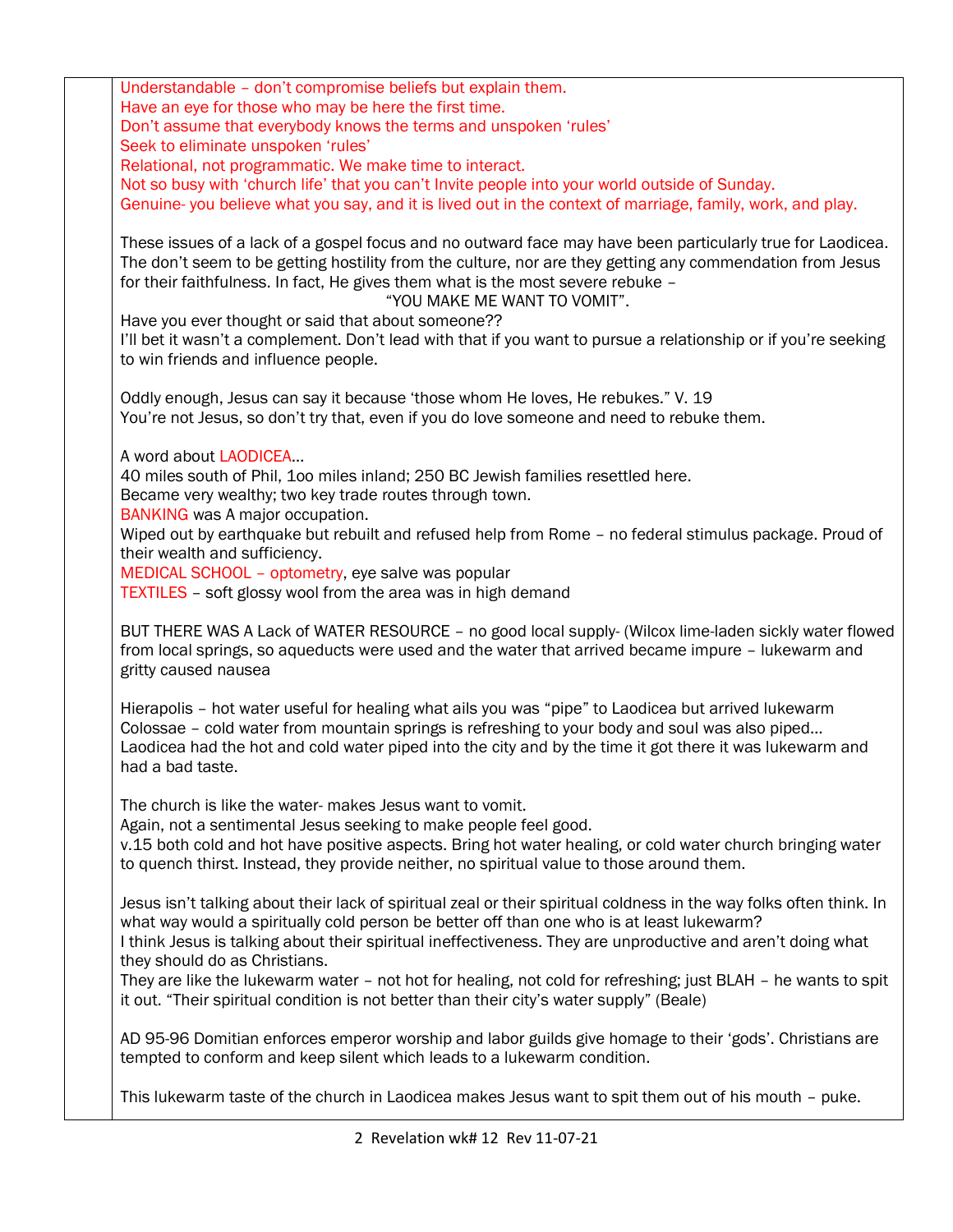Understandable – don't compromise beliefs but explain them.
Have an eye for those who may be here the first time.
Don't assume that everybody knows the terms and unspoken 'rules'
Seek to eliminate unspoken 'rules'
Relational, not programmatic. We make time to interact.
Not so busy with 'church life' that you can't Invite people into your world outside of Sunday.
Genuine- you believe what you say, and it is lived out in the context of marriage, family, work, and play.

These issues of a lack of a gospel focus and no outward face may have been particularly true for Laodicea. The don't seem to be getting hostility from the culture, nor are they getting any commendation from Jesus for their faithfulness. In fact, He gives them what is the most severe rebuke –
"YOU MAKE ME WANT TO VOMIT".
Have you ever thought or said that about someone??
I'll bet it wasn't a complement. Don't lead with that if you want to pursue a relationship or if you're seeking to win friends and influence people.

Oddly enough, Jesus can say it because 'those whom He loves, He rebukes." V. 19
You're not Jesus, so don't try that, even if you do love someone and need to rebuke them.

A word about LAODICEA…
40 miles south of Phil, 1oo miles inland; 250 BC Jewish families resettled here.
Became very wealthy; two key trade routes through town.
BANKING was A major occupation.
Wiped out by earthquake but rebuilt and refused help from Rome – no federal stimulus package. Proud of their wealth and sufficiency.
MEDICAL SCHOOL – optometry, eye salve was popular
TEXTILES – soft glossy wool from the area was in high demand

BUT THERE WAS A Lack of WATER RESOURCE – no good local supply- (Wilcox lime-laden sickly water flowed from local springs, so aqueducts were used and the water that arrived became impure – lukewarm and gritty caused nausea

Hierapolis – hot water useful for healing what ails you was "pipe" to Laodicea but arrived lukewarm
Colossae – cold water from mountain springs is refreshing to your body and soul was also piped…
Laodicea had the hot and cold water piped into the city and by the time it got there it was lukewarm and had a bad taste.

The church is like the water- makes Jesus want to vomit.
Again, not a sentimental Jesus seeking to make people feel good.
v.15 both cold and hot have positive aspects. Bring hot water healing, or cold water church bringing water to quench thirst. Instead, they provide neither, no spiritual value to those around them.

Jesus isn't talking about their lack of spiritual zeal or their spiritual coldness in the way folks often think. In what way would a spiritually cold person be better off than one who is at least lukewarm?
I think Jesus is talking about their spiritual ineffectiveness. They are unproductive and aren't doing what they should do as Christians.
They are like the lukewarm water – not hot for healing, not cold for refreshing; just BLAH – he wants to spit it out. "Their spiritual condition is not better than their city's water supply" (Beale)

AD 95-96 Domitian enforces emperor worship and labor guilds give homage to their 'gods'. Christians are tempted to conform and keep silent which leads to a lukewarm condition.

This lukewarm taste of the church in Laodicea makes Jesus want to spit them out of his mouth – puke.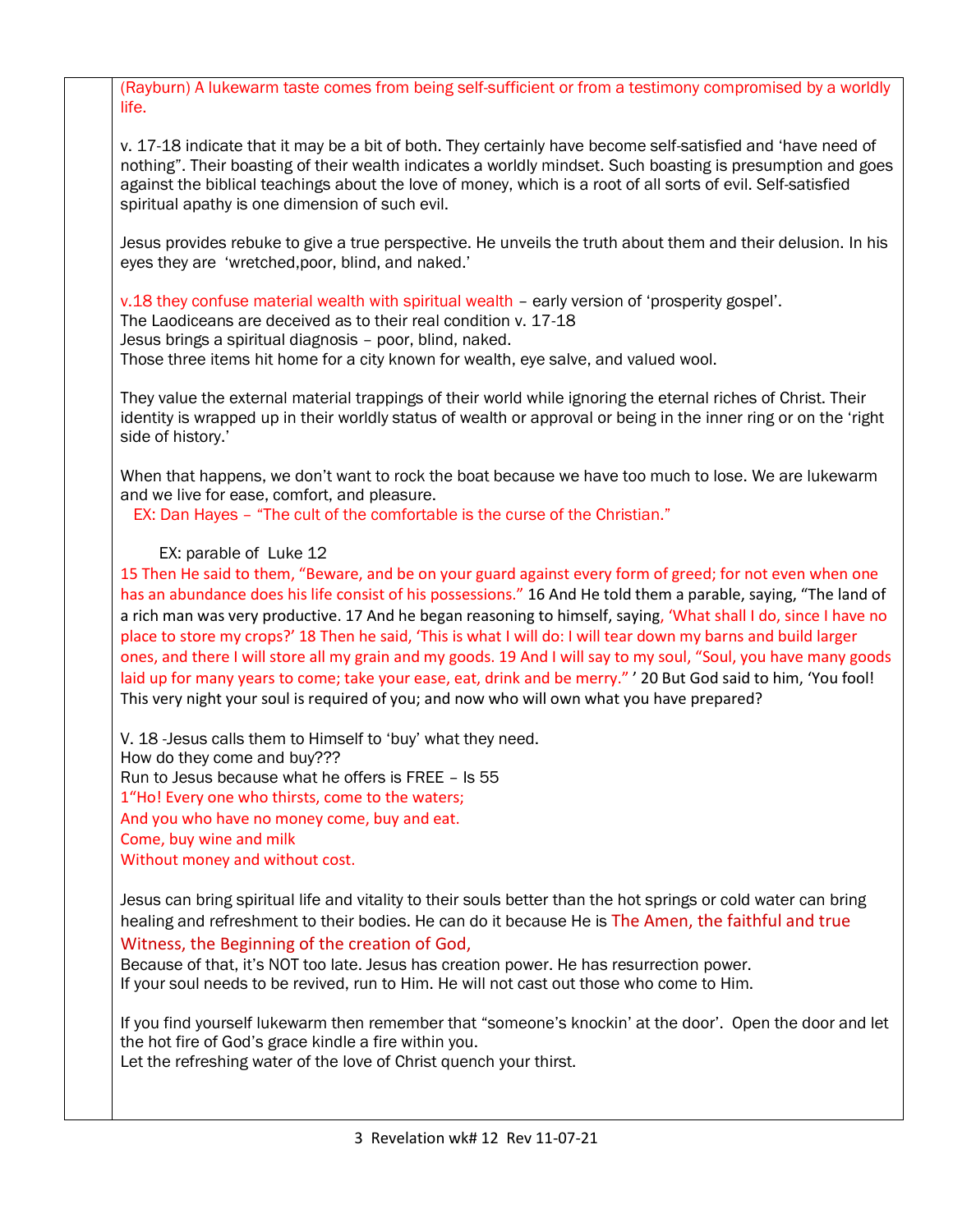(Rayburn) A lukewarm taste comes from being self-sufficient or from a testimony compromised by a worldly life.

v. 17-18 indicate that it may be a bit of both. They certainly have become self-satisfied and 'have need of nothing". Their boasting of their wealth indicates a worldly mindset. Such boasting is presumption and goes against the biblical teachings about the love of money, which is a root of all sorts of evil. Self-satisfied spiritual apathy is one dimension of such evil.

Jesus provides rebuke to give a true perspective. He unveils the truth about them and their delusion. In his eyes they are 'wretched,poor, blind, and naked.'

v.18 they confuse material wealth with spiritual wealth – early version of 'prosperity gospel'.
The Laodiceans are deceived as to their real condition v. 17-18
Jesus brings a spiritual diagnosis – poor, blind, naked.
Those three items hit home for a city known for wealth, eye salve, and valued wool.

They value the external material trappings of their world while ignoring the eternal riches of Christ. Their identity is wrapped up in their worldly status of wealth or approval or being in the inner ring or on the 'right side of history.'

When that happens, we don't want to rock the boat because we have too much to lose. We are lukewarm and we live for ease, comfort, and pleasure.
EX: Dan Hayes – "The cult of the comfortable is the curse of the Christian."

EX: parable of Luke 12
15 Then He said to them, "Beware, and be on your guard against every form of greed; for not even when one has an abundance does his life consist of his possessions." 16 And He told them a parable, saying, "The land of a rich man was very productive. 17 And he began reasoning to himself, saying, 'What shall I do, since I have no place to store my crops?' 18 Then he said, 'This is what I will do: I will tear down my barns and build larger ones, and there I will store all my grain and my goods. 19 And I will say to my soul, "Soul, you have many goods laid up for many years to come; take your ease, eat, drink and be merry." ' 20 But God said to him, 'You fool! This very night your soul is required of you; and now who will own what you have prepared?

V. 18 -Jesus calls them to Himself to 'buy' what they need.
How do they come and buy???
Run to Jesus because what he offers is FREE – Is 55
1"Ho! Every one who thirsts, come to the waters;
And you who have no money come, buy and eat.
Come, buy wine and milk
Without money and without cost.

Jesus can bring spiritual life and vitality to their souls better than the hot springs or cold water can bring healing and refreshment to their bodies. He can do it because He is The Amen, the faithful and true Witness, the Beginning of the creation of God,
Because of that, it's NOT too late. Jesus has creation power. He has resurrection power.
If your soul needs to be revived, run to Him. He will not cast out those who come to Him.

If you find yourself lukewarm then remember that "someone's knockin' at the door". Open the door and let the hot fire of God's grace kindle a fire within you.
Let the refreshing water of the love of Christ quench your thirst.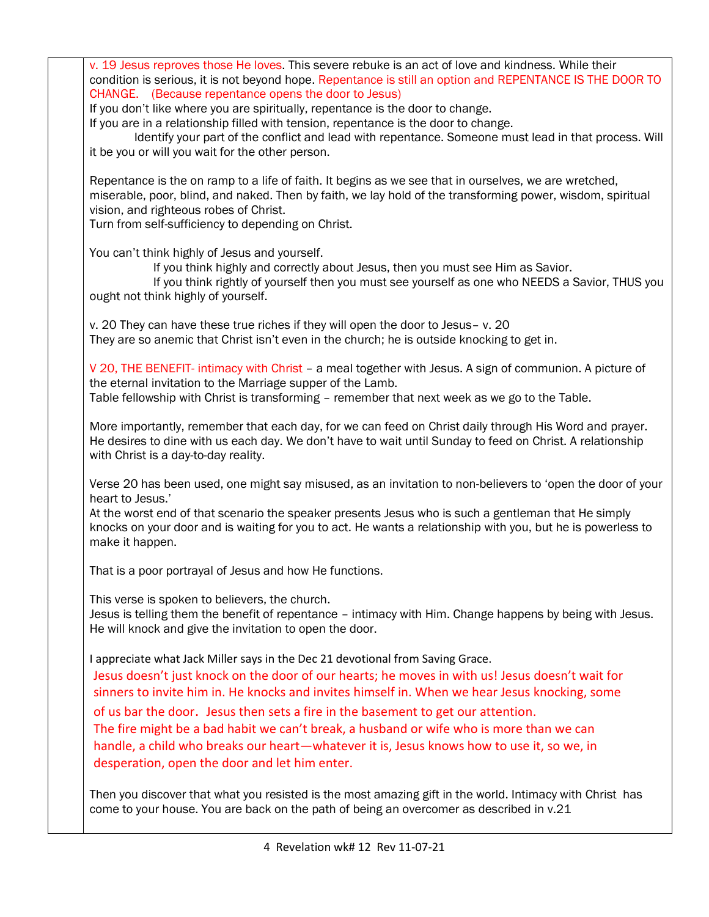v. 19 Jesus reproves those He loves. This severe rebuke is an act of love and kindness. While their condition is serious, it is not beyond hope. Repentance is still an option and REPENTANCE IS THE DOOR TO CHANGE. (Because repentance opens the door to Jesus)

If you don't like where you are spiritually, repentance is the door to change.

If you are in a relationship filled with tension, repentance is the door to change.

Identify your part of the conflict and lead with repentance. Someone must lead in that process. Will it be you or will you wait for the other person.

Repentance is the on ramp to a life of faith. It begins as we see that in ourselves, we are wretched, miserable, poor, blind, and naked. Then by faith, we lay hold of the transforming power, wisdom, spiritual vision, and righteous robes of Christ.

Turn from self-sufficiency to depending on Christ.

You can't think highly of Jesus and yourself.

If you think highly and correctly about Jesus, then you must see Him as Savior.

If you think rightly of yourself then you must see yourself as one who NEEDS a Savior, THUS you ought not think highly of yourself.

v. 20 They can have these true riches if they will open the door to Jesus– v. 20

They are so anemic that Christ isn't even in the church; he is outside knocking to get in.

V 20, THE BENEFIT- intimacy with Christ – a meal together with Jesus. A sign of communion. A picture of the eternal invitation to the Marriage supper of the Lamb.

Table fellowship with Christ is transforming – remember that next week as we go to the Table.

More importantly, remember that each day, for we can feed on Christ daily through His Word and prayer. He desires to dine with us each day. We don't have to wait until Sunday to feed on Christ. A relationship with Christ is a day-to-day reality.

Verse 20 has been used, one might say misused, as an invitation to non-believers to 'open the door of your heart to Jesus.'

At the worst end of that scenario the speaker presents Jesus who is such a gentleman that He simply knocks on your door and is waiting for you to act. He wants a relationship with you, but he is powerless to make it happen.

That is a poor portrayal of Jesus and how He functions.

This verse is spoken to believers, the church.

Jesus is telling them the benefit of repentance – intimacy with Him. Change happens by being with Jesus. He will knock and give the invitation to open the door.

I appreciate what Jack Miller says in the Dec 21 devotional from Saving Grace.

Jesus doesn't just knock on the door of our hearts; he moves in with us! Jesus doesn't wait for sinners to invite him in. He knocks and invites himself in. When we hear Jesus knocking, some of us bar the door. Jesus then sets a fire in the basement to get our attention.
The fire might be a bad habit we can't break, a husband or wife who is more than we can handle, a child who breaks our heart—whatever it is, Jesus knows how to use it, so we, in desperation, open the door and let him enter.

Then you discover that what you resisted is the most amazing gift in the world. Intimacy with Christ has come to your house. You are back on the path of being an overcomer as described in v.21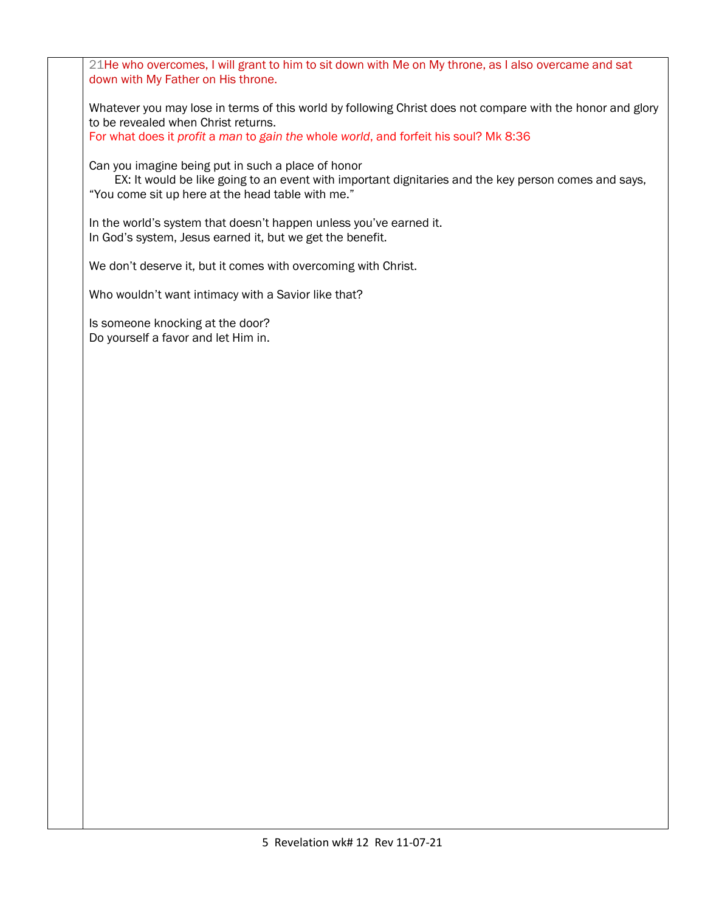21He who overcomes, I will grant to him to sit down with Me on My throne, as I also overcame and sat down with My Father on His throne.

Whatever you may lose in terms of this world by following Christ does not compare with the honor and glory to be revealed when Christ returns.
For what does it *profit* a *man* to *gain the* whole *world*, and forfeit his soul? Mk 8:36

Can you imagine being put in such a place of honor
    EX: It would be like going to an event with important dignitaries and the key person comes and says, "You come sit up here at the head table with me."

In the world's system that doesn't happen unless you've earned it.
In God's system, Jesus earned it, but we get the benefit.

We don't deserve it, but it comes with overcoming with Christ.

Who wouldn't want intimacy with a Savior like that?

Is someone knocking at the door?
Do yourself a favor and let Him in.